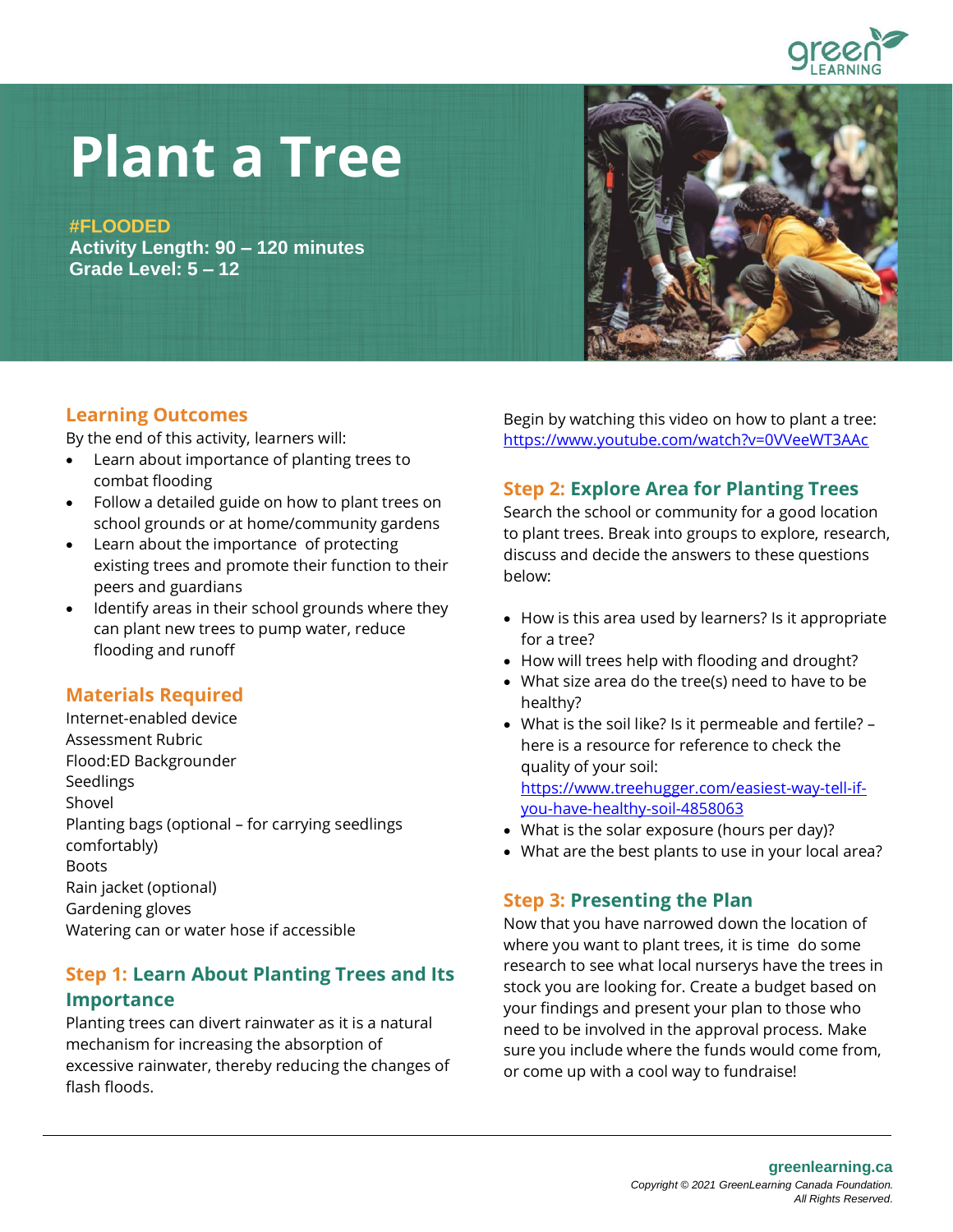# Plant a Tree

**#FLOODED**
**Activity Length: 90 – 120 minutes**
**Grade Level: 5 – 12**

## Learning Outcomes

By the end of this activity, learners will:

- Learn about importance of planting trees to combat flooding
- Follow a detailed guide on how to plant trees on school grounds or at home/community gardens
- Learn about the importance of protecting existing trees and promote their function to their peers and guardians
- Identify areas in their school grounds where they can plant new trees to pump water, reduce flooding and runoff

## Materials Required

Internet-enabled device
Assessment Rubric
Flood:ED Backgrounder
Seedlings
Shovel
Planting bags (optional – for carrying seedlings comfortably)
Boots
Rain jacket (optional)
Gardening gloves
Watering can or water hose if accessible

## Step 1: Learn About Planting Trees and Its Importance

Planting trees can divert rainwater as it is a natural mechanism for increasing the absorption of excessive rainwater, thereby reducing the changes of flash floods.

Begin by watching this video on how to plant a tree: https://www.youtube.com/watch?v=0VVeeWT3AAc

## Step 2: Explore Area for Planting Trees

Search the school or community for a good location to plant trees. Break into groups to explore, research, discuss and decide the answers to these questions below:

- How is this area used by learners? Is it appropriate for a tree?
- How will trees help with flooding and drought?
- What size area do the tree(s) need to have to be healthy?
- What is the soil like? Is it permeable and fertile? – here is a resource for reference to check the quality of your soil: https://www.treehugger.com/easiest-way-tell-if-you-have-healthy-soil-4858063
- What is the solar exposure (hours per day)?
- What are the best plants to use in your local area?

## Step 3: Presenting the Plan

Now that you have narrowed down the location of where you want to plant trees, it is time do some research to see what local nurserys have the trees in stock you are looking for. Create a budget based on your findings and present your plan to those who need to be involved in the approval process. Make sure you include where the funds would come from, or come up with a cool way to fundraise!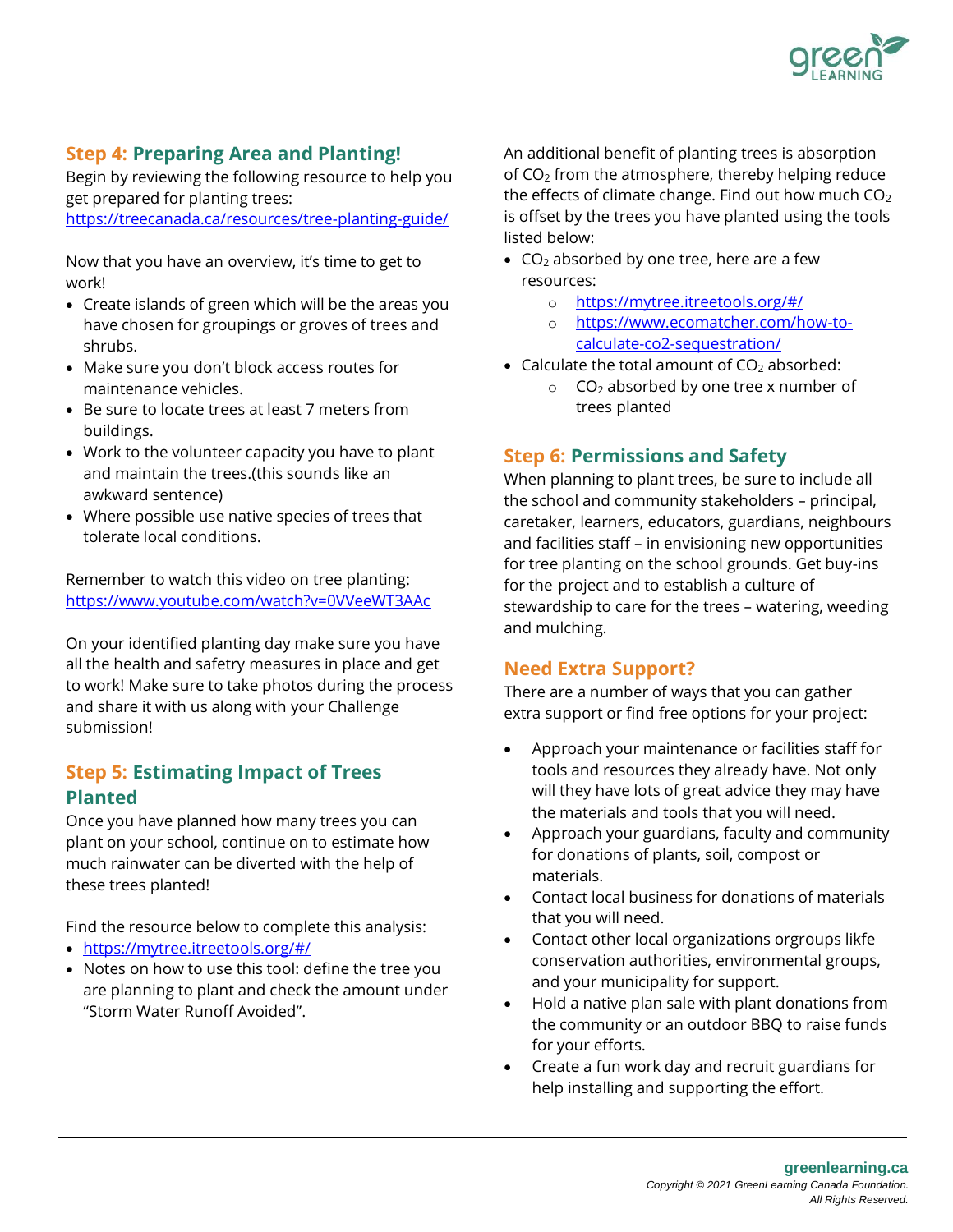## Step 4: Preparing Area and Planting!

Begin by reviewing the following resource to help you get prepared for planting trees: https://treecanada.ca/resources/tree-planting-guide/

Now that you have an overview, it's time to get to work!

- Create islands of green which will be the areas you have chosen for groupings or groves of trees and shrubs.
- Make sure you don't block access routes for maintenance vehicles.
- Be sure to locate trees at least 7 meters from buildings.
- Work to the volunteer capacity you have to plant and maintain the trees.(this sounds like an awkward sentence)
- Where possible use native species of trees that tolerate local conditions.

Remember to watch this video on tree planting: https://www.youtube.com/watch?v=0VVeeWT3AAc

On your identified planting day make sure you have all the health and safety measures in place and get to work! Make sure to take photos during the process and share it with us along with your Challenge submission!

## Step 5: Estimating Impact of Trees Planted

Once you have planned how many trees you can plant on your school, continue on to estimate how much rainwater can be diverted with the help of these trees planted!

Find the resource below to complete this analysis:

- https://mytree.itreetools.org/#/
- Notes on how to use this tool: define the tree you are planning to plant and check the amount under "Storm Water Runoff Avoided".

An additional benefit of planting trees is absorption of $CO_2$ from the atmosphere, thereby helping reduce the effects of climate change. Find out how much $CO_2$ is offset by the trees you have planted using the tools listed below:

- $CO_2$ absorbed by one tree, here are a few resources:
  - https://mytree.itreetools.org/#/
  - https://www.ecomatcher.com/how-to-calculate-co2-sequestration/
- Calculate the total amount of $CO_2$ absorbed:
  - $CO_2$ absorbed by one tree x number of trees planted

## Step 6: Permissions and Safety

When planning to plant trees, be sure to include all the school and community stakeholders – principal, caretaker, learners, educators, guardians, neighbours and facilities staff – in envisioning new opportunities for tree planting on the school grounds. Get buy-ins for the project and to establish a culture of stewardship to care for the trees – watering, weeding and mulching.

## Need Extra Support?

There are a number of ways that you can gather extra support or find free options for your project:

- Approach your maintenance or facilities staff for tools and resources they already have. Not only will they have lots of great advice they may have the materials and tools that you will need.
- Approach your guardians, faculty and community for donations of plants, soil, compost or materials.
- Contact local business for donations of materials that you will need.
- Contact other local organizations orgroups likfe conservation authorities, environmental groups, and your municipality for support.
- Hold a native plan sale with plant donations from the community or an outdoor BBQ to raise funds for your efforts.
- Create a fun work day and recruit guardians for help installing and supporting the effort.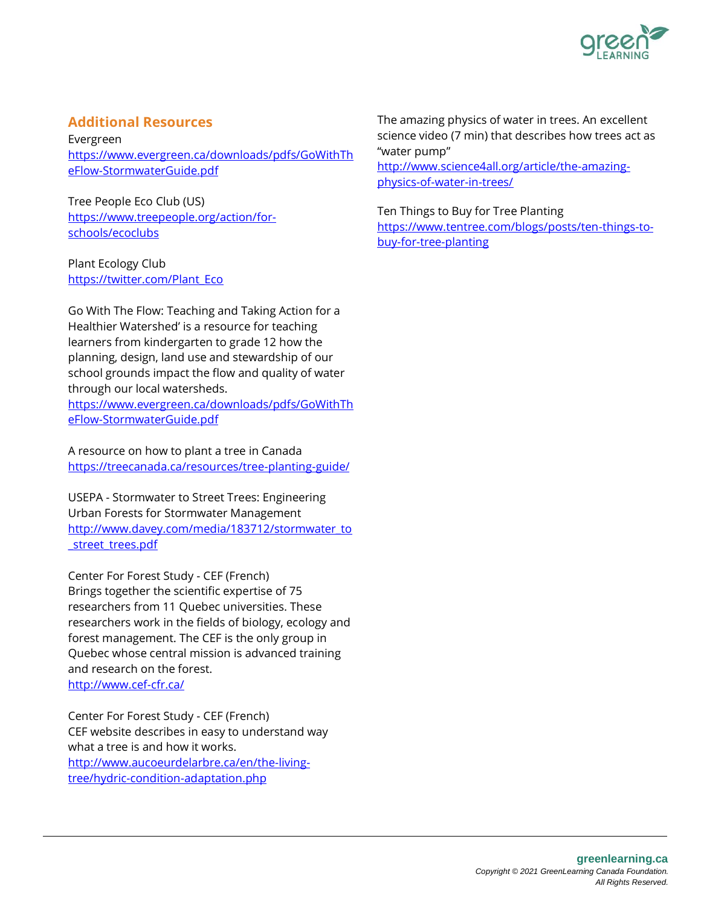## Additional Resources

Evergreen
https://www.evergreen.ca/downloads/pdfs/GoWithTheFlow-StormwaterGuide.pdf

Tree People Eco Club (US)
https://www.treepeople.org/action/for-schools/ecoclubs

Plant Ecology Club
https://twitter.com/Plant_Eco

Go With The Flow: Teaching and Taking Action for a Healthier Watershed' is a resource for teaching learners from kindergarten to grade 12 how the planning, design, land use and stewardship of our school grounds impact the flow and quality of water through our local watersheds.
https://www.evergreen.ca/downloads/pdfs/GoWithTheFlow-StormwaterGuide.pdf

A resource on how to plant a tree in Canada
https://treecanada.ca/resources/tree-planting-guide/

USEPA - Stormwater to Street Trees: Engineering Urban Forests for Stormwater Management
http://www.davey.com/media/183712/stormwater_to_street_trees.pdf

Center For Forest Study - CEF (French)
Brings together the scientific expertise of 75 researchers from 11 Quebec universities. These researchers work in the fields of biology, ecology and forest management. The CEF is the only group in Quebec whose central mission is advanced training and research on the forest.
http://www.cef-cfr.ca/

Center For Forest Study - CEF (French)
CEF website describes in easy to understand way what a tree is and how it works.
http://www.aucoeurdelarbre.ca/en/the-living-tree/hydric-condition-adaptation.php

The amazing physics of water in trees. An excellent science video (7 min) that describes how trees act as "water pump"
http://www.science4all.org/article/the-amazing-physics-of-water-in-trees/

Ten Things to Buy for Tree Planting
https://www.tentree.com/blogs/posts/ten-things-to-buy-for-tree-planting